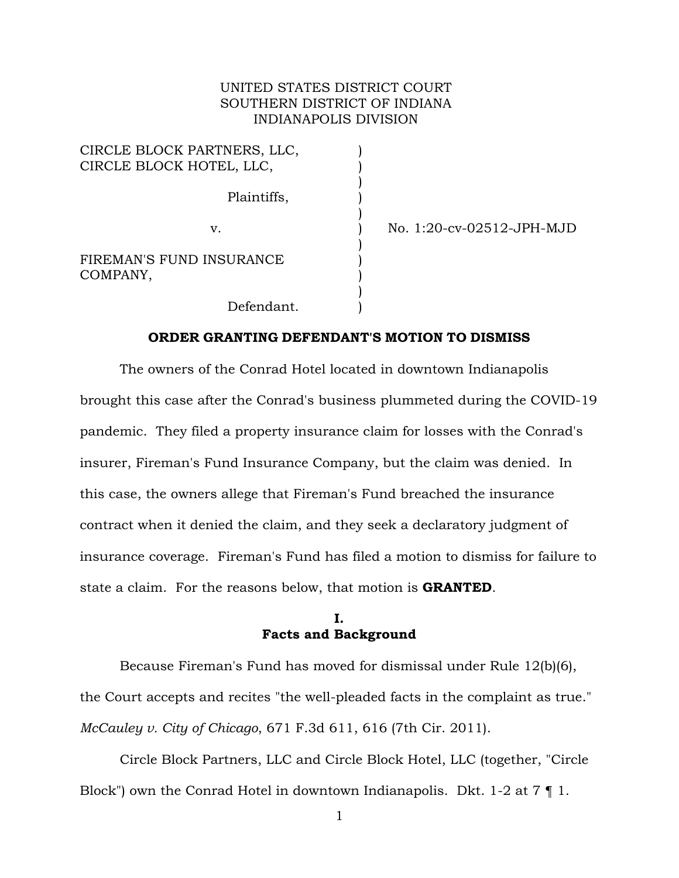UNITED STATES DISTRICT COURT
SOUTHERN DISTRICT OF INDIANA
INDIANAPOLIS DIVISION

| | | |
|---|---|---|
| CIRCLE BLOCK PARTNERS, LLC, CIRCLE BLOCK HOTEL, LLC, | ) | |
| Plaintiffs, | ) | |
| v. | ) | No. 1:20-cv-02512-JPH-MJD |
| FIREMAN'S FUND INSURANCE COMPANY, | ) | |
| Defendant. | ) | |

## ORDER GRANTING DEFENDANT'S MOTION TO DISMISS

The owners of the Conrad Hotel located in downtown Indianapolis brought this case after the Conrad's business plummeted during the COVID-19 pandemic. They filed a property insurance claim for losses with the Conrad's insurer, Fireman's Fund Insurance Company, but the claim was denied. In this case, the owners allege that Fireman's Fund breached the insurance contract when it denied the claim, and they seek a declaratory judgment of insurance coverage. Fireman's Fund has filed a motion to dismiss for failure to state a claim. For the reasons below, that motion is **GRANTED**.

## I. Facts and Background

Because Fireman's Fund has moved for dismissal under Rule 12(b)(6), the Court accepts and recites "the well-pleaded facts in the complaint as true." *McCauley v. City of Chicago*, 671 F.3d 611, 616 (7th Cir. 2011).

Circle Block Partners, LLC and Circle Block Hotel, LLC (together, "Circle Block") own the Conrad Hotel in downtown Indianapolis. Dkt. 1-2 at 7 ¶ 1.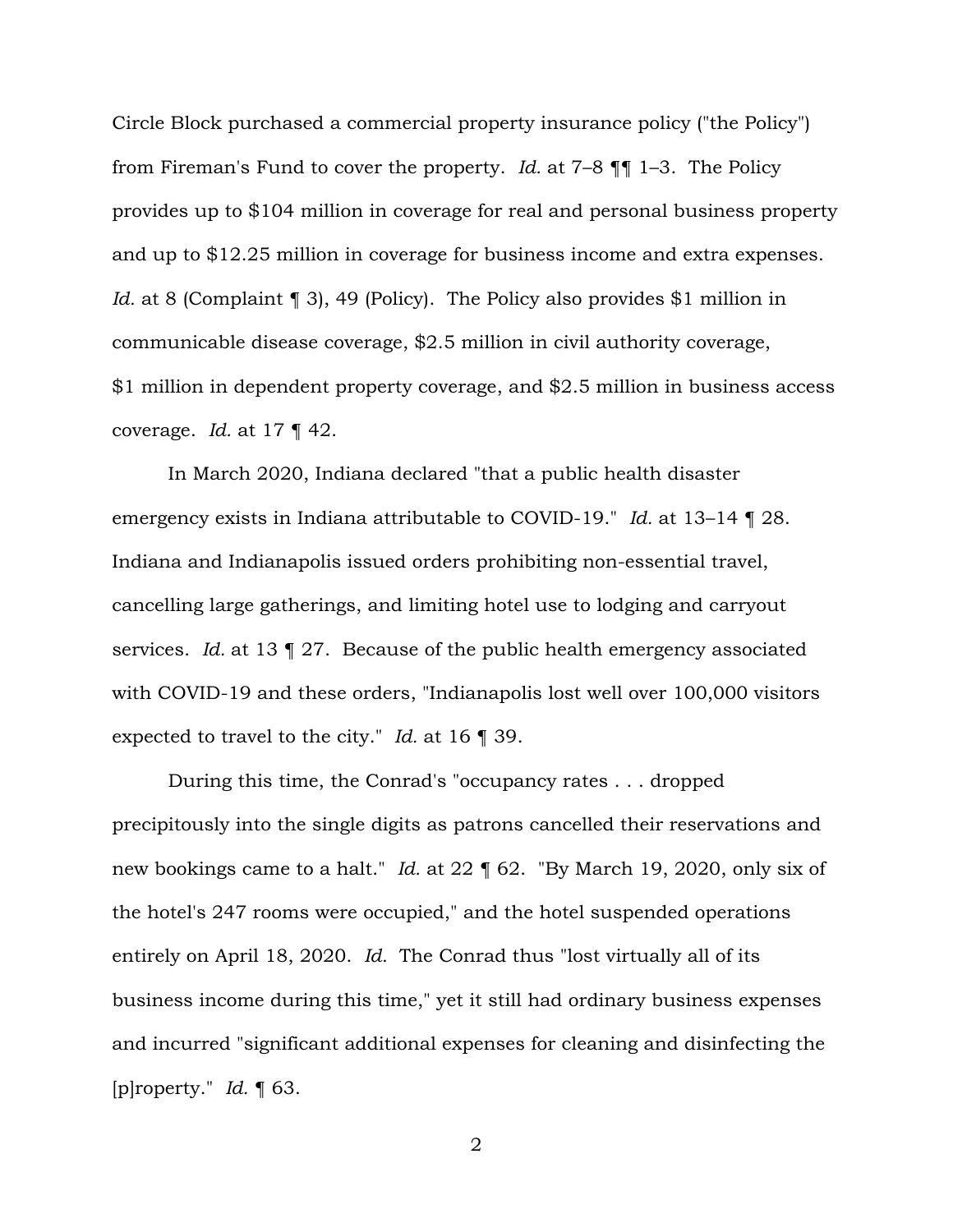Circle Block purchased a commercial property insurance policy ("the Policy") from Fireman's Fund to cover the property. *Id.* at 7–8 ¶¶ 1–3. The Policy provides up to $104 million in coverage for real and personal business property and up to $12.25 million in coverage for business income and extra expenses. *Id.* at 8 (Complaint ¶ 3), 49 (Policy). The Policy also provides $1 million in communicable disease coverage, $2.5 million in civil authority coverage, $1 million in dependent property coverage, and $2.5 million in business access coverage. *Id.* at 17 ¶ 42.

In March 2020, Indiana declared "that a public health disaster emergency exists in Indiana attributable to COVID-19." *Id.* at 13–14 ¶ 28. Indiana and Indianapolis issued orders prohibiting non-essential travel, cancelling large gatherings, and limiting hotel use to lodging and carryout services. *Id.* at 13 ¶ 27. Because of the public health emergency associated with COVID-19 and these orders, "Indianapolis lost well over 100,000 visitors expected to travel to the city." *Id.* at 16 ¶ 39.

During this time, the Conrad's "occupancy rates . . . dropped precipitously into the single digits as patrons cancelled their reservations and new bookings came to a halt." *Id.* at 22 ¶ 62. "By March 19, 2020, only six of the hotel's 247 rooms were occupied," and the hotel suspended operations entirely on April 18, 2020. *Id.* The Conrad thus "lost virtually all of its business income during this time," yet it still had ordinary business expenses and incurred "significant additional expenses for cleaning and disinfecting the [p]roperty." *Id.* ¶ 63.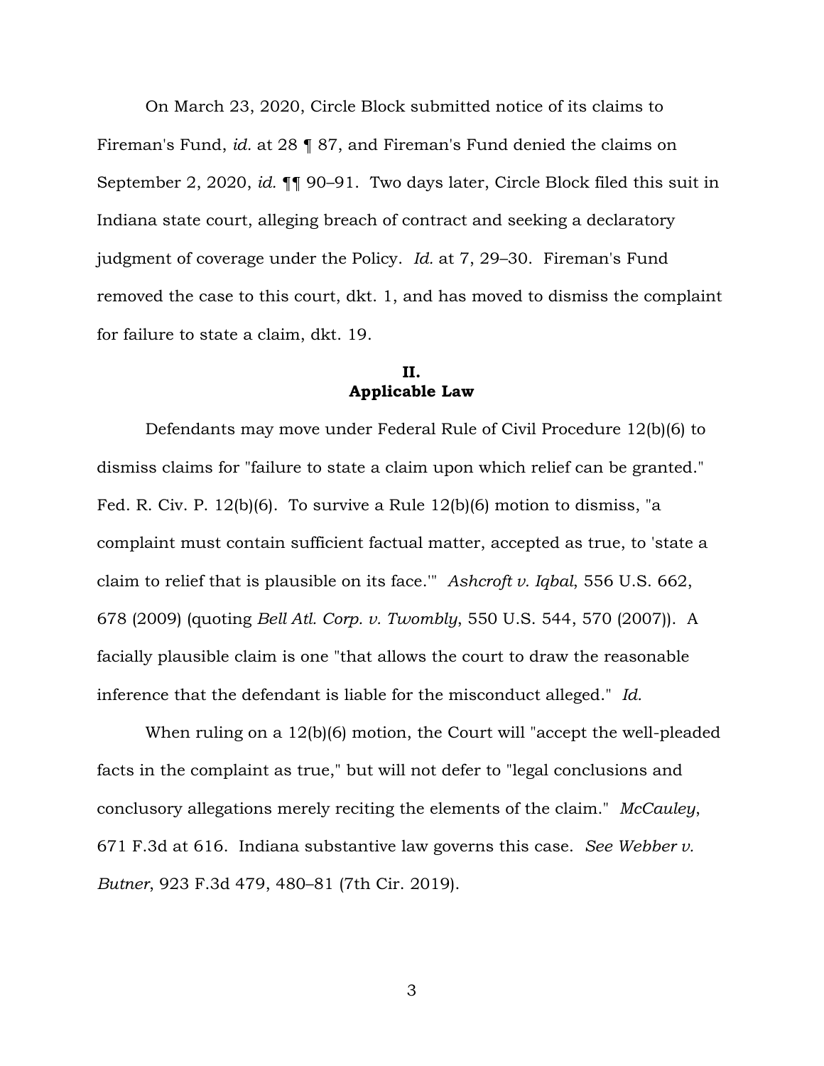On March 23, 2020, Circle Block submitted notice of its claims to Fireman's Fund, *id.* at 28 ¶ 87, and Fireman's Fund denied the claims on September 2, 2020, *id.* ¶¶ 90–91. Two days later, Circle Block filed this suit in Indiana state court, alleging breach of contract and seeking a declaratory judgment of coverage under the Policy. *Id.* at 7, 29–30. Fireman's Fund removed the case to this court, dkt. 1, and has moved to dismiss the complaint for failure to state a claim, dkt. 19.

## II.
## Applicable Law

Defendants may move under Federal Rule of Civil Procedure 12(b)(6) to dismiss claims for "failure to state a claim upon which relief can be granted." Fed. R. Civ. P. 12(b)(6). To survive a Rule 12(b)(6) motion to dismiss, "a complaint must contain sufficient factual matter, accepted as true, to 'state a claim to relief that is plausible on its face.'" *Ashcroft v. Iqbal*, 556 U.S. 662, 678 (2009) (quoting *Bell Atl. Corp. v. Twombly*, 550 U.S. 544, 570 (2007)). A facially plausible claim is one "that allows the court to draw the reasonable inference that the defendant is liable for the misconduct alleged." *Id.*

When ruling on a 12(b)(6) motion, the Court will "accept the well-pleaded facts in the complaint as true," but will not defer to "legal conclusions and conclusory allegations merely reciting the elements of the claim." *McCauley*, 671 F.3d at 616. Indiana substantive law governs this case. *See Webber v. Butner*, 923 F.3d 479, 480–81 (7th Cir. 2019).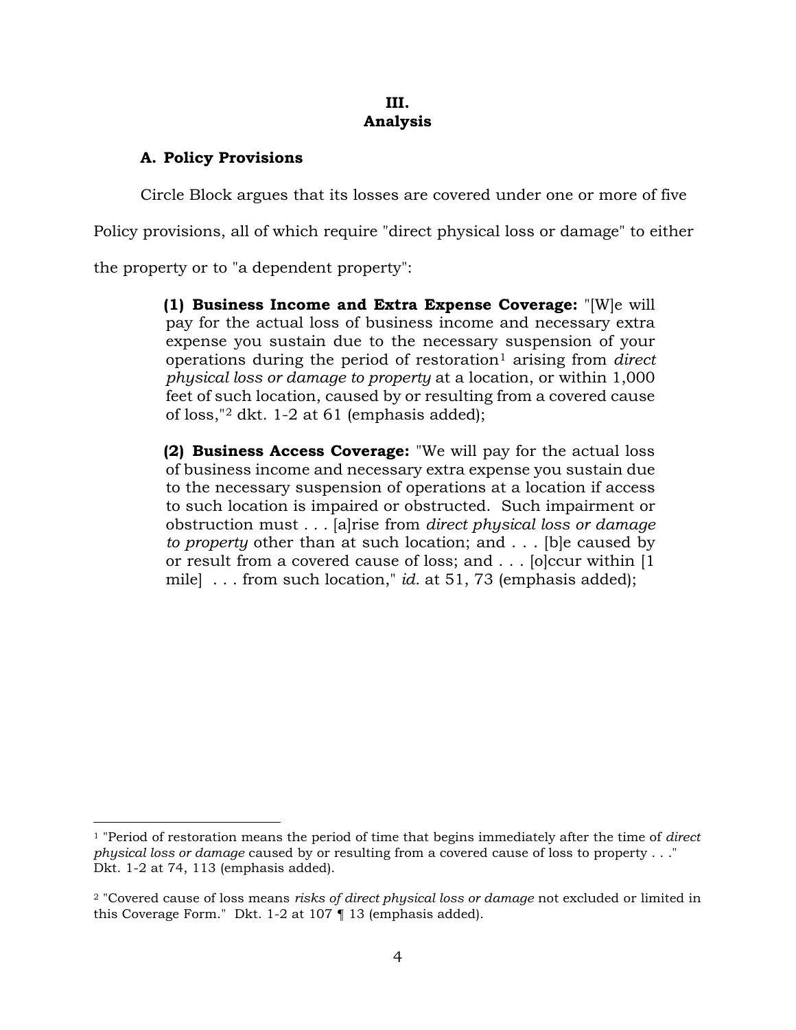## III.
## Analysis

### A. Policy Provisions

Circle Block argues that its losses are covered under one or more of five Policy provisions, all of which require "direct physical loss or damage" to either the property or to "a dependent property":

> **(1) Business Income and Extra Expense Coverage:** "[W]e will pay for the actual loss of business income and necessary extra expense you sustain due to the necessary suspension of your operations during the period of restoration[1] arising from *direct physical loss or damage to property* at a location, or within 1,000 feet of such location, caused by or resulting from a covered cause of loss,"[2] dkt. 1-2 at 61 (emphasis added);

> **(2) Business Access Coverage:** "We will pay for the actual loss of business income and necessary extra expense you sustain due to the necessary suspension of operations at a location if access to such location is impaired or obstructed. Such impairment or obstruction must . . . [a]rise from *direct physical loss or damage to property* other than at such location; and . . . [b]e caused by or result from a covered cause of loss; and . . . [o]ccur within [1 mile] . . . from such location," *id.* at 51, 73 (emphasis added);

---

[1] "Period of restoration means the period of time that begins immediately after the time of *direct physical loss or damage* caused by or resulting from a covered cause of loss to property . . ." Dkt. 1-2 at 74, 113 (emphasis added).

[2] "Covered cause of loss means *risks of direct physical loss or damage* not excluded or limited in this Coverage Form." Dkt. 1-2 at 107 ¶ 13 (emphasis added).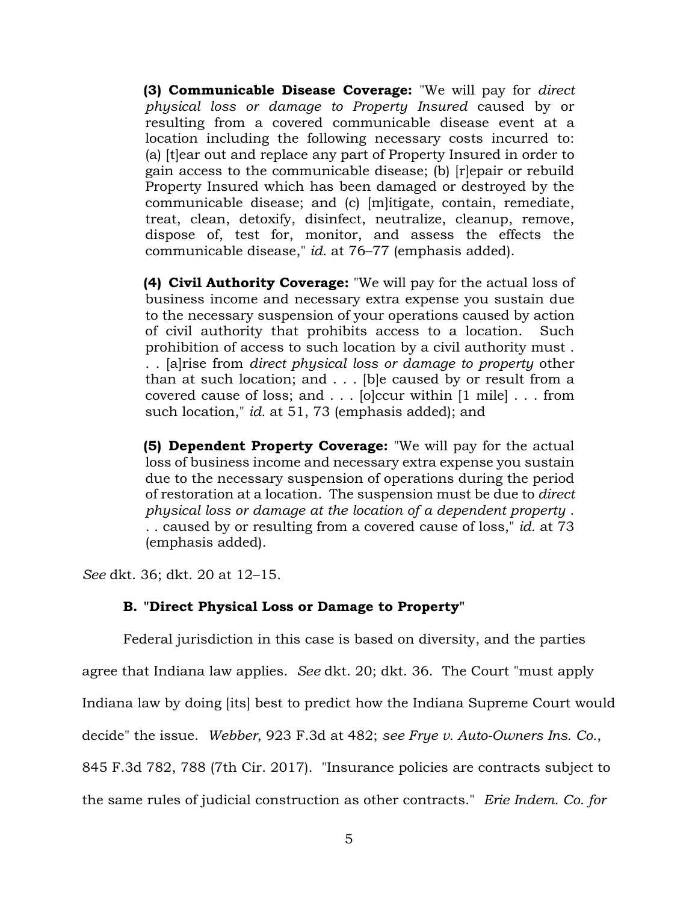> **(3) Communicable Disease Coverage:** "We will pay for *direct physical loss or damage to Property Insured* caused by or resulting from a covered communicable disease event at a location including the following necessary costs incurred to: (a) [t]ear out and replace any part of Property Insured in order to gain access to the communicable disease; (b) [r]epair or rebuild Property Insured which has been damaged or destroyed by the communicable disease; and (c) [m]itigate, contain, remediate, treat, clean, detoxify, disinfect, neutralize, cleanup, remove, dispose of, test for, monitor, and assess the effects the communicable disease," *id.* at 76–77 (emphasis added).
>
> **(4) Civil Authority Coverage:** "We will pay for the actual loss of business income and necessary extra expense you sustain due to the necessary suspension of your operations caused by action of civil authority that prohibits access to a location. Such prohibition of access to such location by a civil authority must . . . [a]rise from *direct physical loss or damage to property* other than at such location; and . . . [b]e caused by or result from a covered cause of loss; and . . . [o]ccur within [1 mile] . . . from such location," *id.* at 51, 73 (emphasis added); and
>
> **(5) Dependent Property Coverage:** "We will pay for the actual loss of business income and necessary extra expense you sustain due to the necessary suspension of operations during the period of restoration at a location. The suspension must be due to *direct physical loss or damage at the location of a dependent property* . . . caused by or resulting from a covered cause of loss," *id.* at 73 (emphasis added).

*See* dkt. 36; dkt. 20 at 12–15.

### B. "Direct Physical Loss or Damage to Property"

Federal jurisdiction in this case is based on diversity, and the parties agree that Indiana law applies. *See* dkt. 20; dkt. 36. The Court "must apply Indiana law by doing [its] best to predict how the Indiana Supreme Court would decide" the issue. *Webber*, 923 F.3d at 482; *see Frye v. Auto-Owners Ins. Co.*, 845 F.3d 782, 788 (7th Cir. 2017). "Insurance policies are contracts subject to the same rules of judicial construction as other contracts." *Erie Indem. Co. for*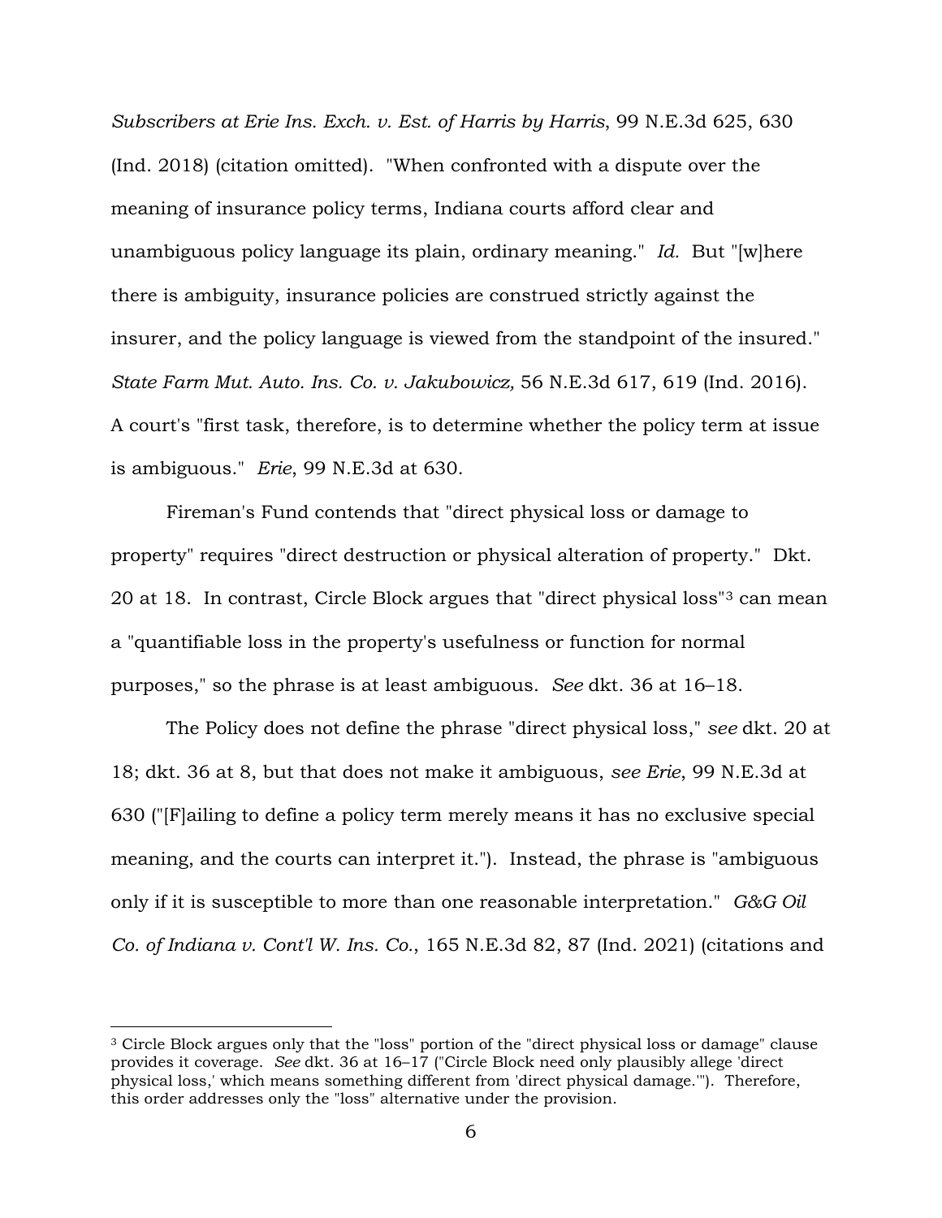*Subscribers at Erie Ins. Exch. v. Est. of Harris by Harris*, 99 N.E.3d 625, 630 (Ind. 2018) (citation omitted). "When confronted with a dispute over the meaning of insurance policy terms, Indiana courts afford clear and unambiguous policy language its plain, ordinary meaning." *Id.* But "[w]here there is ambiguity, insurance policies are construed strictly against the insurer, and the policy language is viewed from the standpoint of the insured." *State Farm Mut. Auto. Ins. Co. v. Jakubowicz,* 56 N.E.3d 617, 619 (Ind. 2016). A court's "first task, therefore, is to determine whether the policy term at issue is ambiguous." *Erie*, 99 N.E.3d at 630.

Fireman's Fund contends that "direct physical loss or damage to property" requires "direct destruction or physical alteration of property." Dkt. 20 at 18. In contrast, Circle Block argues that "direct physical loss"[3] can mean a "quantifiable loss in the property's usefulness or function for normal purposes," so the phrase is at least ambiguous. *See* dkt. 36 at 16–18.

The Policy does not define the phrase "direct physical loss," *see* dkt. 20 at 18; dkt. 36 at 8, but that does not make it ambiguous, *see Erie*, 99 N.E.3d at 630 ("[F]ailing to define a policy term merely means it has no exclusive special meaning, and the courts can interpret it."). Instead, the phrase is "ambiguous only if it is susceptible to more than one reasonable interpretation." *G&G Oil Co. of Indiana v. Cont'l W. Ins. Co.*, 165 N.E.3d 82, 87 (Ind. 2021) (citations and

[3] Circle Block argues only that the "loss" portion of the "direct physical loss or damage" clause provides it coverage. *See* dkt. 36 at 16–17 ("Circle Block need only plausibly allege 'direct physical loss,' which means something different from 'direct physical damage.'"). Therefore, this order addresses only the "loss" alternative under the provision.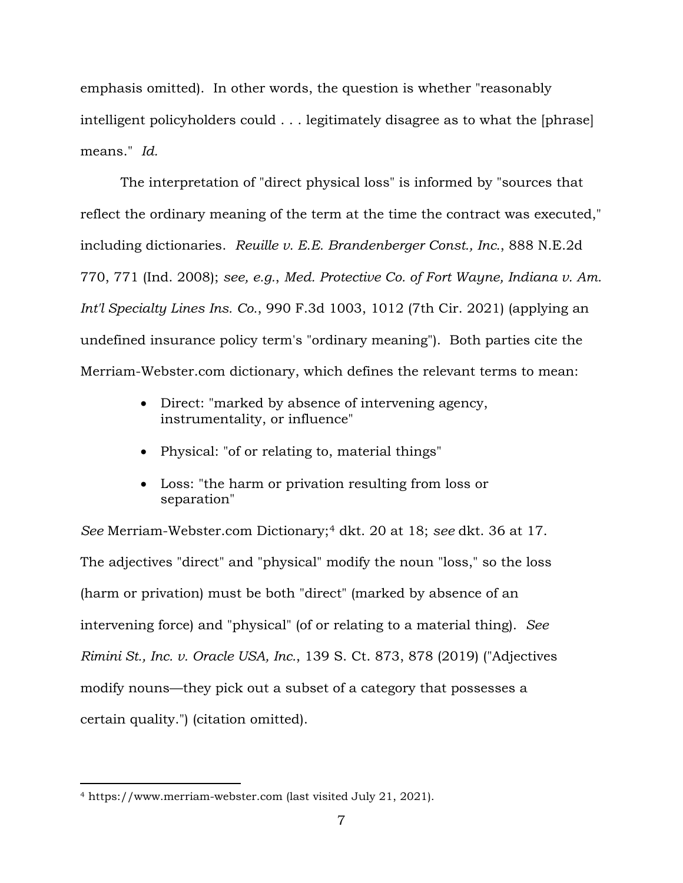emphasis omitted). In other words, the question is whether "reasonably intelligent policyholders could . . . legitimately disagree as to what the [phrase] means." *Id.*

The interpretation of "direct physical loss" is informed by "sources that reflect the ordinary meaning of the term at the time the contract was executed," including dictionaries. *Reuille v. E.E. Brandenberger Const., Inc.*, 888 N.E.2d 770, 771 (Ind. 2008); *see, e.g.*, *Med. Protective Co. of Fort Wayne, Indiana v. Am. Int'l Specialty Lines Ins. Co.*, 990 F.3d 1003, 1012 (7th Cir. 2021) (applying an undefined insurance policy term's "ordinary meaning"). Both parties cite the Merriam-Webster.com dictionary, which defines the relevant terms to mean:

- Direct: "marked by absence of intervening agency, instrumentality, or influence"
- Physical: "of or relating to, material things"
- Loss: "the harm or privation resulting from loss or separation"

*See* Merriam-Webster.com Dictionary;[4] dkt. 20 at 18; *see* dkt. 36 at 17. The adjectives "direct" and "physical" modify the noun "loss," so the loss (harm or privation) must be both "direct" (marked by absence of an intervening force) and "physical" (of or relating to a material thing). *See Rimini St., Inc. v. Oracle USA, Inc.*, 139 S. Ct. 873, 878 (2019) ("Adjectives modify nouns—they pick out a subset of a category that possesses a certain quality.") (citation omitted).

---

[4] https://www.merriam-webster.com (last visited July 21, 2021).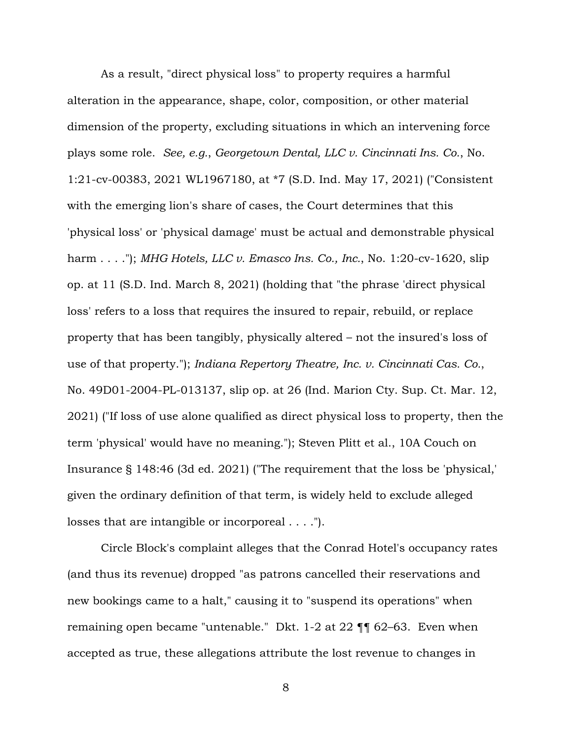As a result, "direct physical loss" to property requires a harmful alteration in the appearance, shape, color, composition, or other material dimension of the property, excluding situations in which an intervening force plays some role. *See, e.g.*, *Georgetown Dental, LLC v. Cincinnati Ins. Co.*, No. 1:21-cv-00383, 2021 WL1967180, at *7 (S.D. Ind. May 17, 2021) ("Consistent with the emerging lion's share of cases, the Court determines that this 'physical loss' or 'physical damage' must be actual and demonstrable physical harm . . . ."); *MHG Hotels, LLC v. Emasco Ins. Co., Inc.*, No. 1:20-cv-1620, slip op. at 11 (S.D. Ind. March 8, 2021) (holding that "the phrase 'direct physical loss' refers to a loss that requires the insured to repair, rebuild, or replace property that has been tangibly, physically altered – not the insured's loss of use of that property."); *Indiana Repertory Theatre, Inc. v. Cincinnati Cas. Co.*, No. 49D01-2004-PL-013137, slip op. at 26 (Ind. Marion Cty. Sup. Ct. Mar. 12, 2021) ("If loss of use alone qualified as direct physical loss to property, then the term 'physical' would have no meaning."); Steven Plitt et al., 10A Couch on Insurance § 148:46 (3d ed. 2021) ("The requirement that the loss be 'physical,' given the ordinary definition of that term, is widely held to exclude alleged losses that are intangible or incorporeal . . . .").

Circle Block's complaint alleges that the Conrad Hotel's occupancy rates (and thus its revenue) dropped "as patrons cancelled their reservations and new bookings came to a halt," causing it to "suspend its operations" when remaining open became "untenable." Dkt. 1-2 at 22 ¶¶ 62–63. Even when accepted as true, these allegations attribute the lost revenue to changes in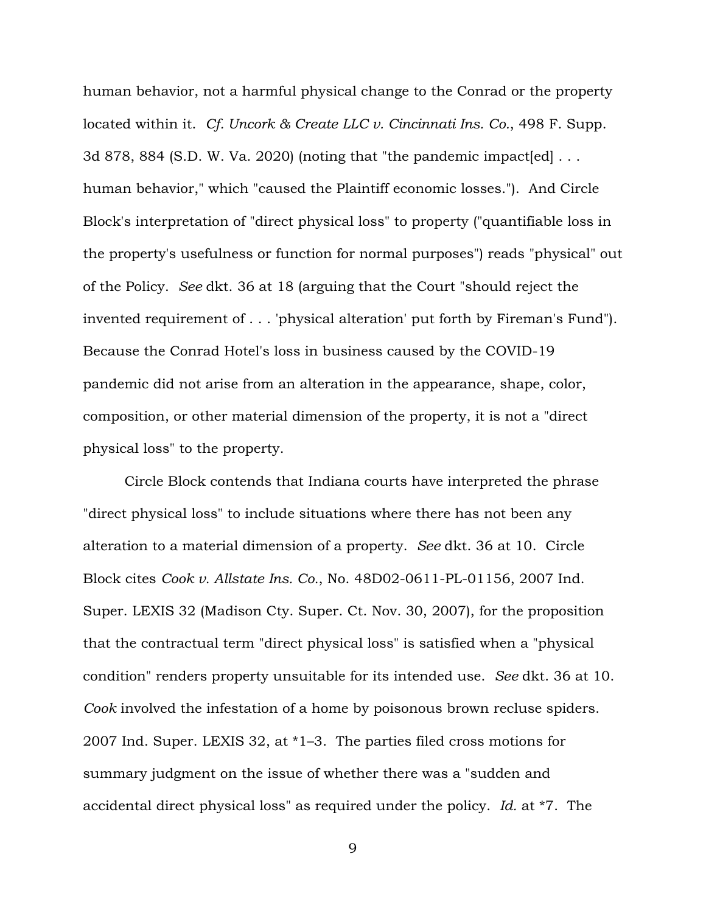human behavior, not a harmful physical change to the Conrad or the property located within it. *Cf. Uncork & Create LLC v. Cincinnati Ins. Co.*, 498 F. Supp. 3d 878, 884 (S.D. W. Va. 2020) (noting that "the pandemic impact[ed] . . . human behavior," which "caused the Plaintiff economic losses."). And Circle Block's interpretation of "direct physical loss" to property ("quantifiable loss in the property's usefulness or function for normal purposes") reads "physical" out of the Policy. *See* dkt. 36 at 18 (arguing that the Court "should reject the invented requirement of . . . 'physical alteration' put forth by Fireman's Fund"). Because the Conrad Hotel's loss in business caused by the COVID-19 pandemic did not arise from an alteration in the appearance, shape, color, composition, or other material dimension of the property, it is not a "direct physical loss" to the property.

Circle Block contends that Indiana courts have interpreted the phrase "direct physical loss" to include situations where there has not been any alteration to a material dimension of a property. *See* dkt. 36 at 10. Circle Block cites *Cook v. Allstate Ins. Co.*, No. 48D02-0611-PL-01156, 2007 Ind. Super. LEXIS 32 (Madison Cty. Super. Ct. Nov. 30, 2007), for the proposition that the contractual term "direct physical loss" is satisfied when a "physical condition" renders property unsuitable for its intended use. *See* dkt. 36 at 10. *Cook* involved the infestation of a home by poisonous brown recluse spiders. 2007 Ind. Super. LEXIS 32, at *1–3. The parties filed cross motions for summary judgment on the issue of whether there was a "sudden and accidental direct physical loss" as required under the policy. *Id.* at *7. The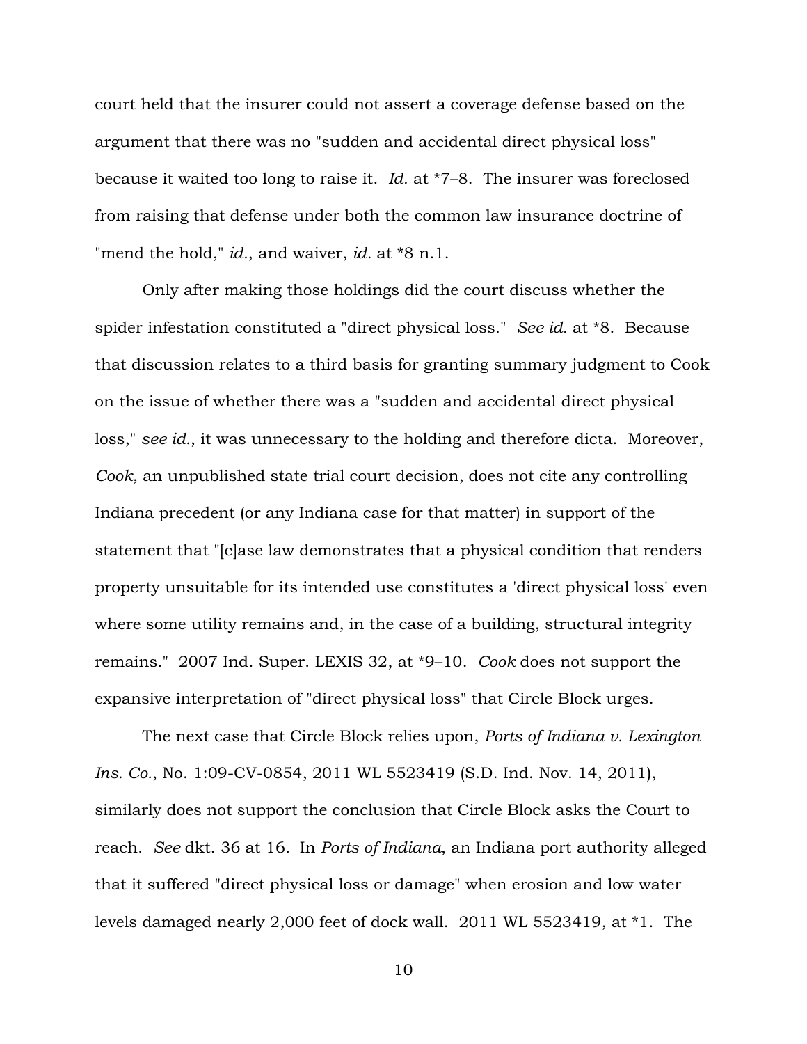court held that the insurer could not assert a coverage defense based on the argument that there was no "sudden and accidental direct physical loss" because it waited too long to raise it. *Id.* at *7–8. The insurer was foreclosed from raising that defense under both the common law insurance doctrine of "mend the hold," *id.*, and waiver, *id.* at *8 n.1.

Only after making those holdings did the court discuss whether the spider infestation constituted a "direct physical loss." *See id.* at *8. Because that discussion relates to a third basis for granting summary judgment to Cook on the issue of whether there was a "sudden and accidental direct physical loss," *see id.*, it was unnecessary to the holding and therefore dicta. Moreover, *Cook*, an unpublished state trial court decision, does not cite any controlling Indiana precedent (or any Indiana case for that matter) in support of the statement that "[c]ase law demonstrates that a physical condition that renders property unsuitable for its intended use constitutes a 'direct physical loss' even where some utility remains and, in the case of a building, structural integrity remains." 2007 Ind. Super. LEXIS 32, at *9–10. *Cook* does not support the expansive interpretation of "direct physical loss" that Circle Block urges.

The next case that Circle Block relies upon, *Ports of Indiana v. Lexington Ins. Co.*, No. 1:09-CV-0854, 2011 WL 5523419 (S.D. Ind. Nov. 14, 2011), similarly does not support the conclusion that Circle Block asks the Court to reach. *See* dkt. 36 at 16. In *Ports of Indiana*, an Indiana port authority alleged that it suffered "direct physical loss or damage" when erosion and low water levels damaged nearly 2,000 feet of dock wall. 2011 WL 5523419, at *1. The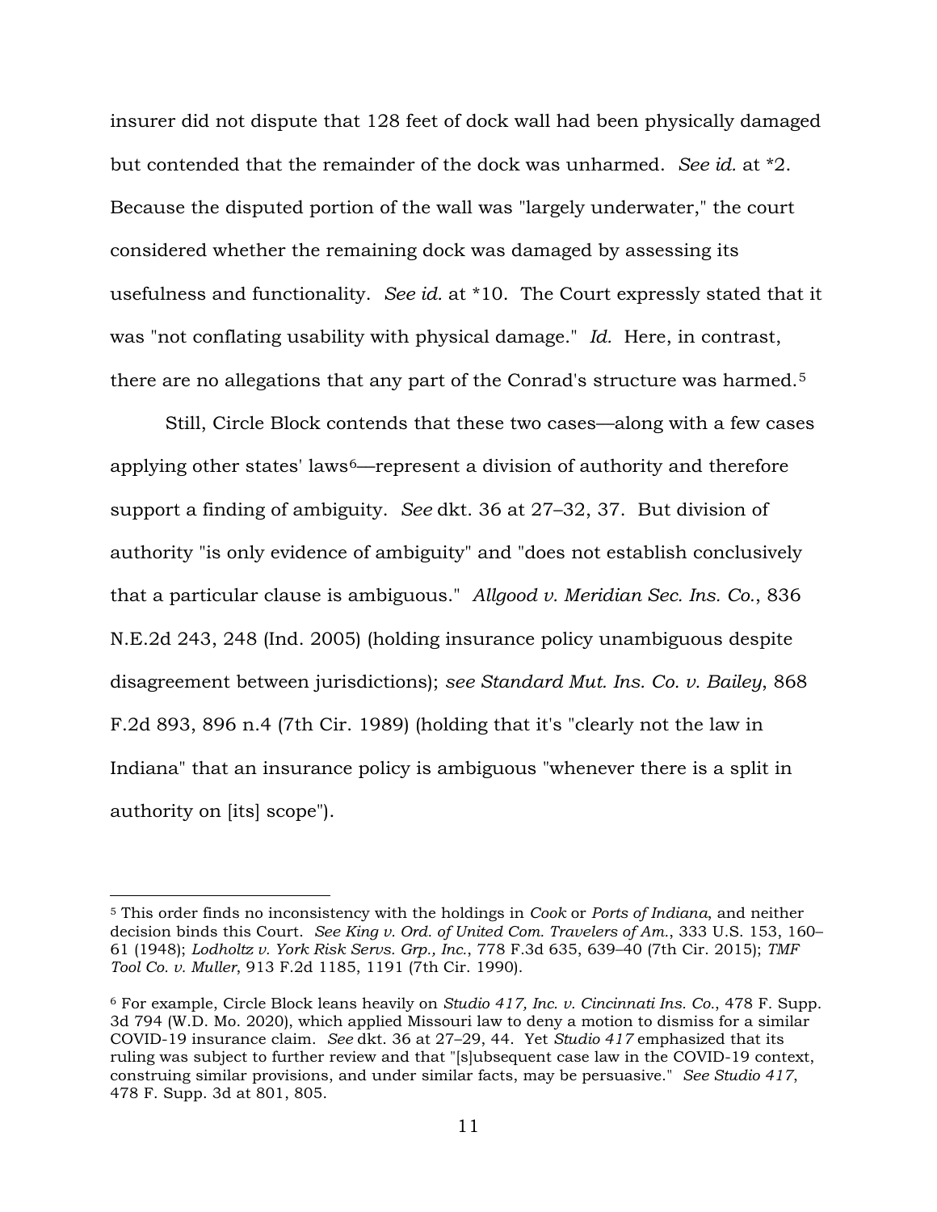insurer did not dispute that 128 feet of dock wall had been physically damaged but contended that the remainder of the dock was unharmed. *See id.* at *2. Because the disputed portion of the wall was "largely underwater," the court considered whether the remaining dock was damaged by assessing its usefulness and functionality. *See id.* at *10. The Court expressly stated that it was "not conflating usability with physical damage." *Id.* Here, in contrast, there are no allegations that any part of the Conrad's structure was harmed.[5]

Still, Circle Block contends that these two cases—along with a few cases applying other states' laws[6]—represent a division of authority and therefore support a finding of ambiguity. *See* dkt. 36 at 27–32, 37. But division of authority "is only evidence of ambiguity" and "does not establish conclusively that a particular clause is ambiguous." *Allgood v. Meridian Sec. Ins. Co.*, 836 N.E.2d 243, 248 (Ind. 2005) (holding insurance policy unambiguous despite disagreement between jurisdictions); *see Standard Mut. Ins. Co. v. Bailey*, 868 F.2d 893, 896 n.4 (7th Cir. 1989) (holding that it's "clearly not the law in Indiana" that an insurance policy is ambiguous "whenever there is a split in authority on [its] scope").

---

[5] This order finds no inconsistency with the holdings in *Cook* or *Ports of Indiana*, and neither decision binds this Court. *See King v. Ord. of United Com. Travelers of Am.*, 333 U.S. 153, 160–61 (1948); *Lodholtz v. York Risk Servs. Grp., Inc.*, 778 F.3d 635, 639–40 (7th Cir. 2015); *TMF Tool Co. v. Muller*, 913 F.2d 1185, 1191 (7th Cir. 1990).

[6] For example, Circle Block leans heavily on *Studio 417, Inc. v. Cincinnati Ins. Co.*, 478 F. Supp. 3d 794 (W.D. Mo. 2020), which applied Missouri law to deny a motion to dismiss for a similar COVID-19 insurance claim. *See* dkt. 36 at 27–29, 44. Yet *Studio 417* emphasized that its ruling was subject to further review and that "[s]ubsequent case law in the COVID-19 context, construing similar provisions, and under similar facts, may be persuasive." *See Studio 417*, 478 F. Supp. 3d at 801, 805.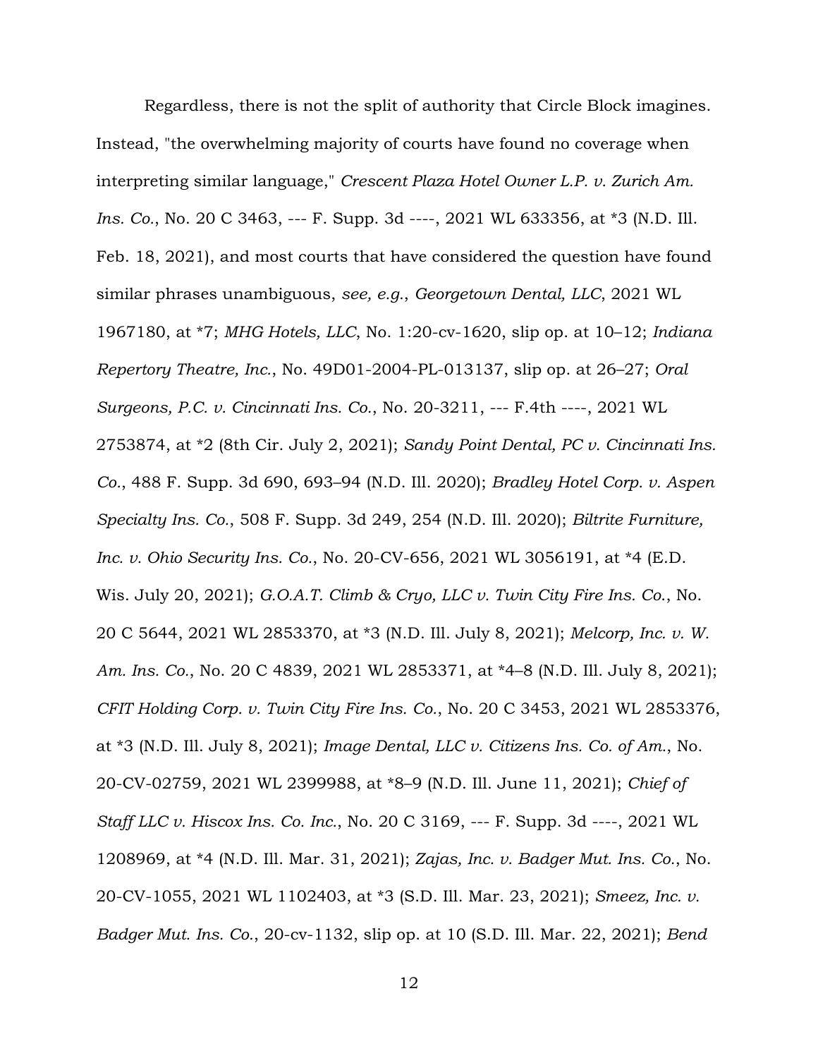Regardless, there is not the split of authority that Circle Block imagines. Instead, "the overwhelming majority of courts have found no coverage when interpreting similar language," *Crescent Plaza Hotel Owner L.P. v. Zurich Am. Ins. Co.*, No. 20 C 3463, --- F. Supp. 3d ----, 2021 WL 633356, at *3 (N.D. Ill. Feb. 18, 2021), and most courts that have considered the question have found similar phrases unambiguous, *see, e.g.*, *Georgetown Dental, LLC*, 2021 WL 1967180, at *7; *MHG Hotels, LLC*, No. 1:20-cv-1620, slip op. at 10–12; *Indiana Repertory Theatre, Inc.*, No. 49D01-2004-PL-013137, slip op. at 26–27; *Oral Surgeons, P.C. v. Cincinnati Ins. Co.*, No. 20-3211, --- F.4th ----, 2021 WL 2753874, at *2 (8th Cir. July 2, 2021); *Sandy Point Dental, PC v. Cincinnati Ins. Co.*, 488 F. Supp. 3d 690, 693–94 (N.D. Ill. 2020); *Bradley Hotel Corp. v. Aspen Specialty Ins. Co.*, 508 F. Supp. 3d 249, 254 (N.D. Ill. 2020); *Biltrite Furniture, Inc. v. Ohio Security Ins. Co.*, No. 20-CV-656, 2021 WL 3056191, at *4 (E.D. Wis. July 20, 2021); *G.O.A.T. Climb & Cryo, LLC v. Twin City Fire Ins. Co.*, No. 20 C 5644, 2021 WL 2853370, at *3 (N.D. Ill. July 8, 2021); *Melcorp, Inc. v. W. Am. Ins. Co.*, No. 20 C 4839, 2021 WL 2853371, at *4–8 (N.D. Ill. July 8, 2021); *CFIT Holding Corp. v. Twin City Fire Ins. Co.*, No. 20 C 3453, 2021 WL 2853376, at *3 (N.D. Ill. July 8, 2021); *Image Dental, LLC v. Citizens Ins. Co. of Am.*, No. 20-CV-02759, 2021 WL 2399988, at *8–9 (N.D. Ill. June 11, 2021); *Chief of Staff LLC v. Hiscox Ins. Co. Inc.*, No. 20 C 3169, --- F. Supp. 3d ----, 2021 WL 1208969, at *4 (N.D. Ill. Mar. 31, 2021); *Zajas, Inc. v. Badger Mut. Ins. Co.*, No. 20-CV-1055, 2021 WL 1102403, at *3 (S.D. Ill. Mar. 23, 2021); *Smeez, Inc. v. Badger Mut. Ins. Co.*, 20-cv-1132, slip op. at 10 (S.D. Ill. Mar. 22, 2021); *Bend*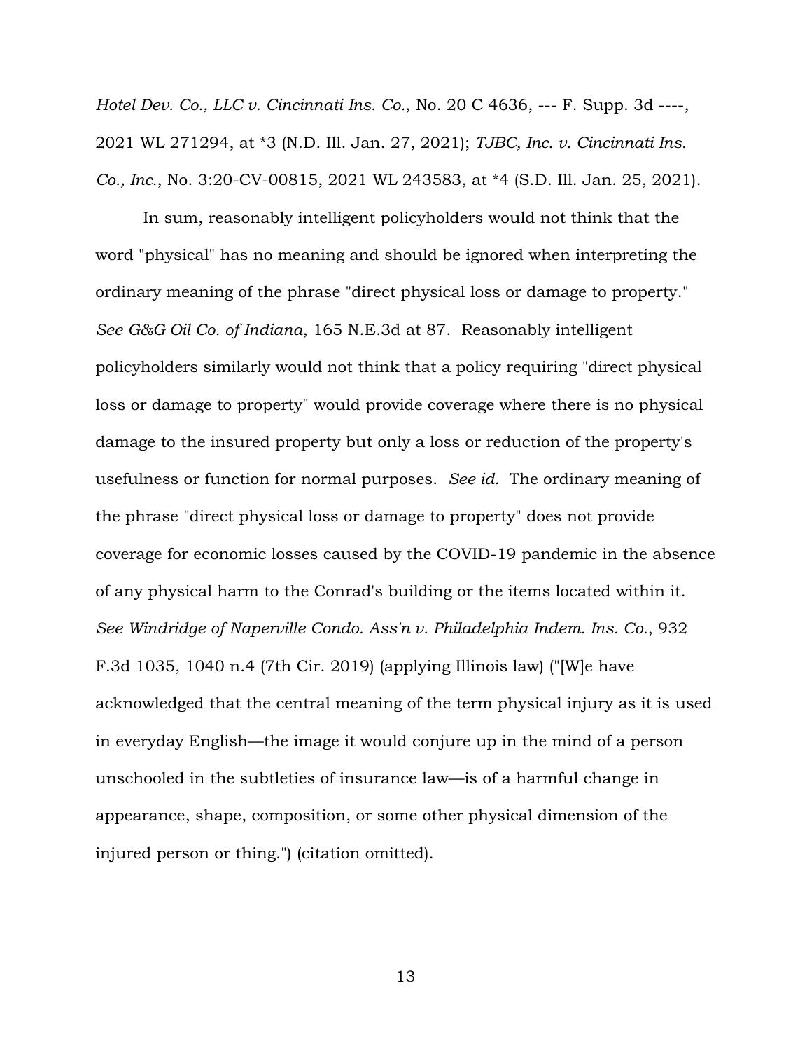*Hotel Dev. Co., LLC v. Cincinnati Ins. Co.*, No. 20 C 4636, --- F. Supp. 3d ----, 2021 WL 271294, at *3 (N.D. Ill. Jan. 27, 2021); *TJBC, Inc. v. Cincinnati Ins. Co., Inc.*, No. 3:20-CV-00815, 2021 WL 243583, at *4 (S.D. Ill. Jan. 25, 2021).

In sum, reasonably intelligent policyholders would not think that the word "physical" has no meaning and should be ignored when interpreting the ordinary meaning of the phrase "direct physical loss or damage to property." *See G&G Oil Co. of Indiana*, 165 N.E.3d at 87. Reasonably intelligent policyholders similarly would not think that a policy requiring "direct physical loss or damage to property" would provide coverage where there is no physical damage to the insured property but only a loss or reduction of the property's usefulness or function for normal purposes. *See id.* The ordinary meaning of the phrase "direct physical loss or damage to property" does not provide coverage for economic losses caused by the COVID-19 pandemic in the absence of any physical harm to the Conrad's building or the items located within it. *See Windridge of Naperville Condo. Ass'n v. Philadelphia Indem. Ins. Co.*, 932 F.3d 1035, 1040 n.4 (7th Cir. 2019) (applying Illinois law) ("[W]e have acknowledged that the central meaning of the term physical injury as it is used in everyday English—the image it would conjure up in the mind of a person unschooled in the subtleties of insurance law—is of a harmful change in appearance, shape, composition, or some other physical dimension of the injured person or thing.") (citation omitted).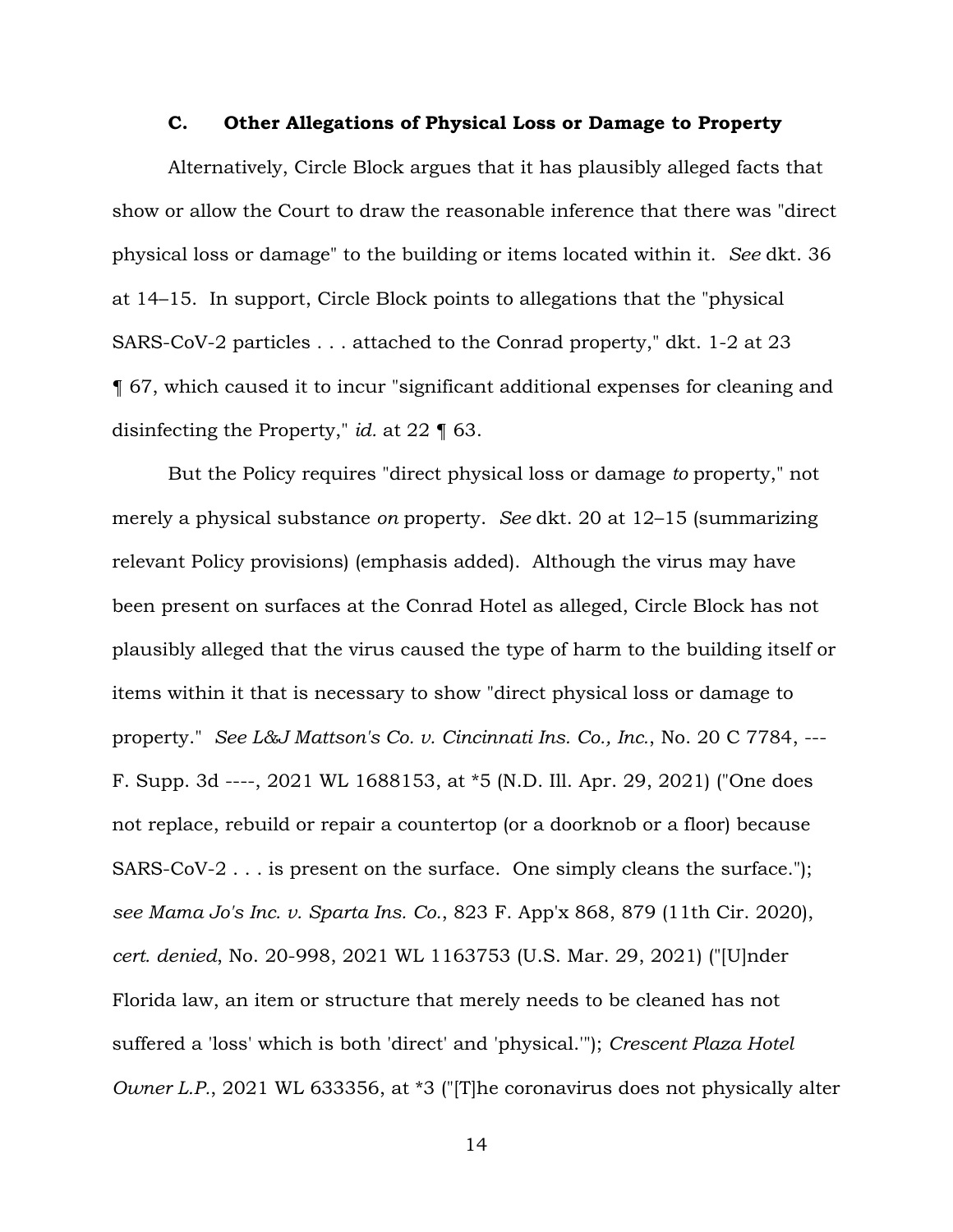### C. Other Allegations of Physical Loss or Damage to Property

Alternatively, Circle Block argues that it has plausibly alleged facts that show or allow the Court to draw the reasonable inference that there was "direct physical loss or damage" to the building or items located within it. *See* dkt. 36 at 14–15. In support, Circle Block points to allegations that the "physical SARS-CoV-2 particles . . . attached to the Conrad property," dkt. 1-2 at 23 ¶ 67, which caused it to incur "significant additional expenses for cleaning and disinfecting the Property," *id.* at 22 ¶ 63.

But the Policy requires "direct physical loss or damage *to* property," not merely a physical substance *on* property. *See* dkt. 20 at 12–15 (summarizing relevant Policy provisions) (emphasis added). Although the virus may have been present on surfaces at the Conrad Hotel as alleged, Circle Block has not plausibly alleged that the virus caused the type of harm to the building itself or items within it that is necessary to show "direct physical loss or damage to property." *See L&J Mattson's Co. v. Cincinnati Ins. Co., Inc.*, No. 20 C 7784, --- F. Supp. 3d ----, 2021 WL 1688153, at *5 (N.D. Ill. Apr. 29, 2021) ("One does not replace, rebuild or repair a countertop (or a doorknob or a floor) because SARS-CoV-2 . . . is present on the surface. One simply cleans the surface."); *see Mama Jo's Inc. v. Sparta Ins. Co.*, 823 F. App'x 868, 879 (11th Cir. 2020), *cert. denied*, No. 20-998, 2021 WL 1163753 (U.S. Mar. 29, 2021) ("[U]nder Florida law, an item or structure that merely needs to be cleaned has not suffered a 'loss' which is both 'direct' and 'physical.'"); *Crescent Plaza Hotel Owner L.P.*, 2021 WL 633356, at *3 ("[T]he coronavirus does not physically alter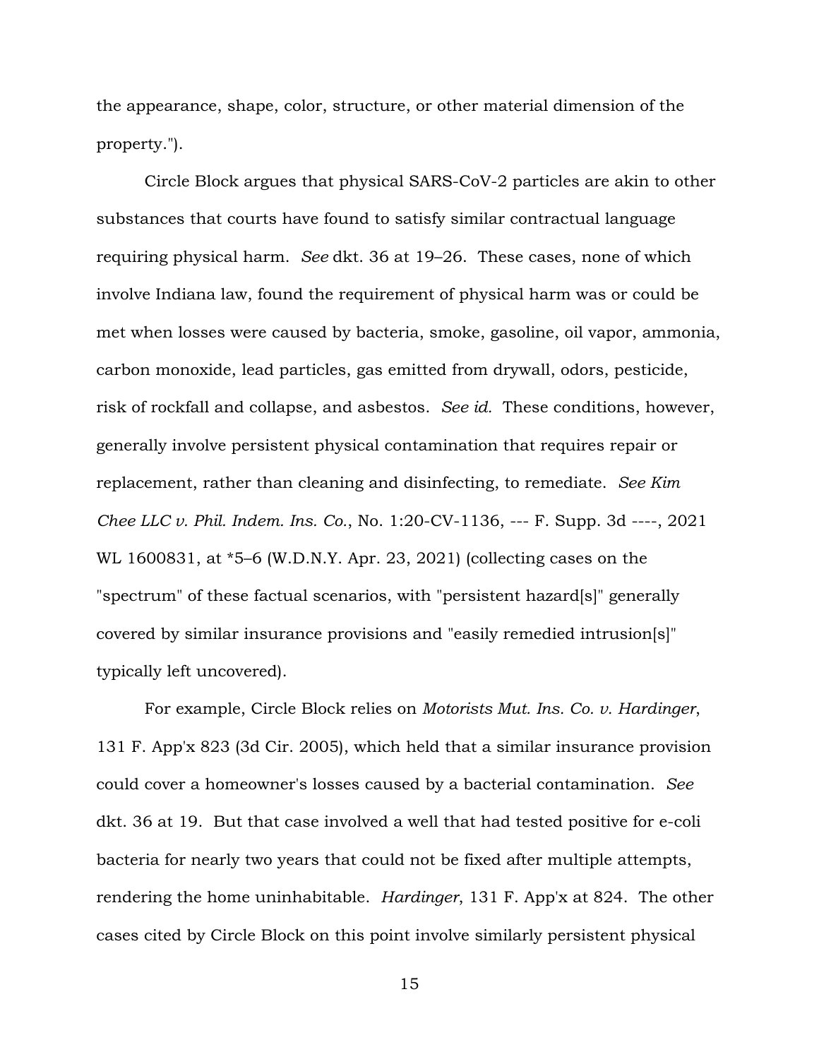the appearance, shape, color, structure, or other material dimension of the property.").

Circle Block argues that physical SARS-CoV-2 particles are akin to other substances that courts have found to satisfy similar contractual language requiring physical harm. *See* dkt. 36 at 19–26. These cases, none of which involve Indiana law, found the requirement of physical harm was or could be met when losses were caused by bacteria, smoke, gasoline, oil vapor, ammonia, carbon monoxide, lead particles, gas emitted from drywall, odors, pesticide, risk of rockfall and collapse, and asbestos. *See id.* These conditions, however, generally involve persistent physical contamination that requires repair or replacement, rather than cleaning and disinfecting, to remediate. *See Kim Chee LLC v. Phil. Indem. Ins. Co.*, No. 1:20-CV-1136, --- F. Supp. 3d ----, 2021 WL 1600831, at *5–6 (W.D.N.Y. Apr. 23, 2021) (collecting cases on the "spectrum" of these factual scenarios, with "persistent hazard[s]" generally covered by similar insurance provisions and "easily remedied intrusion[s]" typically left uncovered).

For example, Circle Block relies on *Motorists Mut. Ins. Co. v. Hardinger*, 131 F. App'x 823 (3d Cir. 2005), which held that a similar insurance provision could cover a homeowner's losses caused by a bacterial contamination. *See* dkt. 36 at 19. But that case involved a well that had tested positive for e-coli bacteria for nearly two years that could not be fixed after multiple attempts, rendering the home uninhabitable. *Hardinger*, 131 F. App'x at 824. The other cases cited by Circle Block on this point involve similarly persistent physical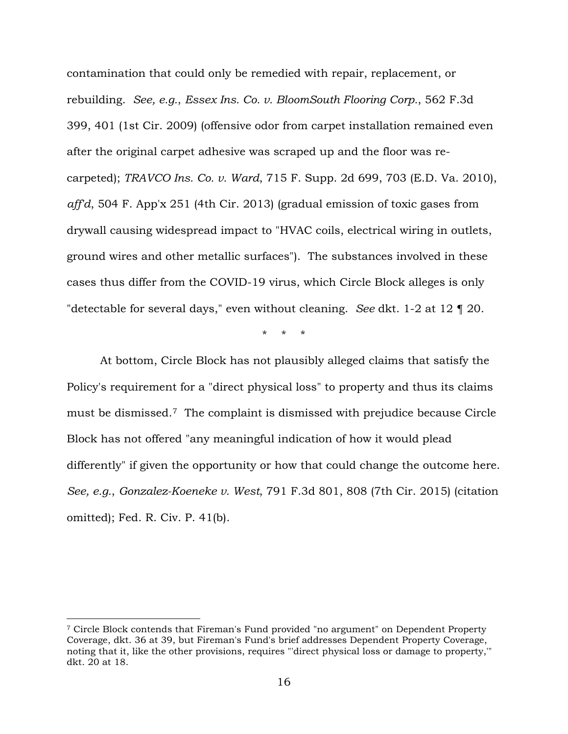contamination that could only be remedied with repair, replacement, or rebuilding. *See, e.g.*, *Essex Ins. Co. v. BloomSouth Flooring Corp.*, 562 F.3d 399, 401 (1st Cir. 2009) (offensive odor from carpet installation remained even after the original carpet adhesive was scraped up and the floor was re-carpeted); *TRAVCO Ins. Co. v. Ward*, 715 F. Supp. 2d 699, 703 (E.D. Va. 2010), *aff'd*, 504 F. App'x 251 (4th Cir. 2013) (gradual emission of toxic gases from drywall causing widespread impact to "HVAC coils, electrical wiring in outlets, ground wires and other metallic surfaces"). The substances involved in these cases thus differ from the COVID-19 virus, which Circle Block alleges is only "detectable for several days," even without cleaning. *See* dkt. 1-2 at 12 ¶ 20.

\* \* \*

At bottom, Circle Block has not plausibly alleged claims that satisfy the Policy's requirement for a "direct physical loss" to property and thus its claims must be dismissed.[7] The complaint is dismissed with prejudice because Circle Block has not offered "any meaningful indication of how it would plead differently" if given the opportunity or how that could change the outcome here. *See, e.g.*, *Gonzalez-Koeneke v. West*, 791 F.3d 801, 808 (7th Cir. 2015) (citation omitted); Fed. R. Civ. P. 41(b).

---

[7] Circle Block contends that Fireman's Fund provided "no argument" on Dependent Property Coverage, dkt. 36 at 39, but Fireman's Fund's brief addresses Dependent Property Coverage, noting that it, like the other provisions, requires "'direct physical loss or damage to property,'" dkt. 20 at 18.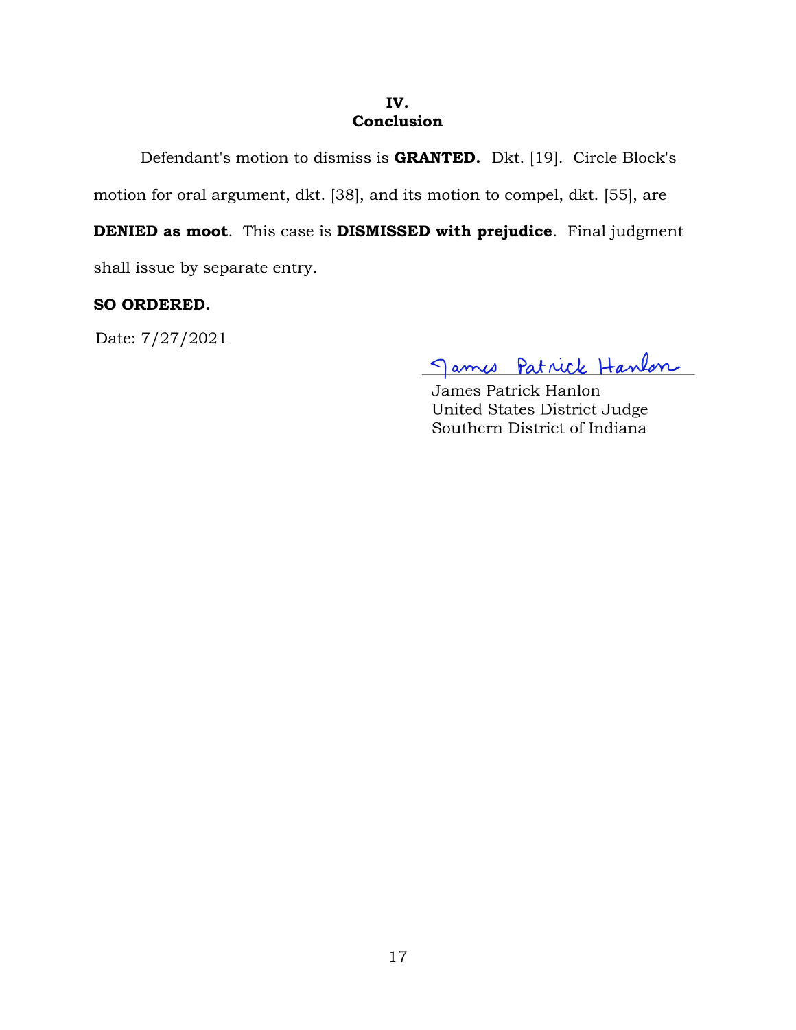## IV.
## Conclusion

Defendant's motion to dismiss is **GRANTED.** Dkt. [19]. Circle Block's motion for oral argument, dkt. [38], and its motion to compel, dkt. [55], are **DENIED as moot**. This case is **DISMISSED with prejudice**. Final judgment shall issue by separate entry.

**SO ORDERED.**

Date: 7/27/2021

James Patrick Hanlon
United States District Judge
Southern District of Indiana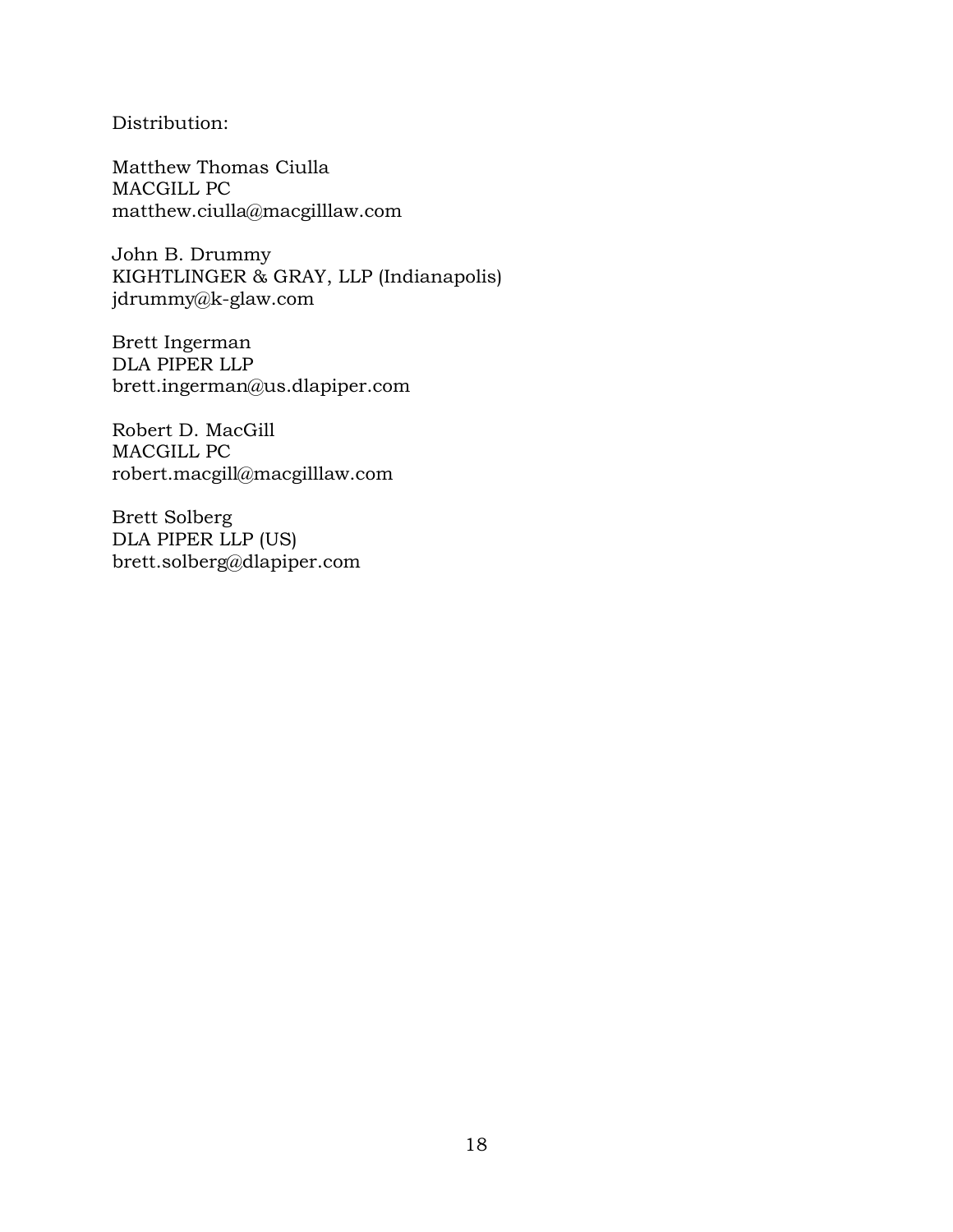Distribution:

Matthew Thomas Ciulla
MACGILL PC
matthew.ciulla@macgilllaw.com

John B. Drummy
KIGHTLINGER & GRAY, LLP (Indianapolis)
jdrummy@k-glaw.com

Brett Ingerman
DLA PIPER LLP
brett.ingerman@us.dlapiper.com

Robert D. MacGill
MACGILL PC
robert.macgill@macgilllaw.com

Brett Solberg
DLA PIPER LLP (US)
brett.solberg@dlapiper.com